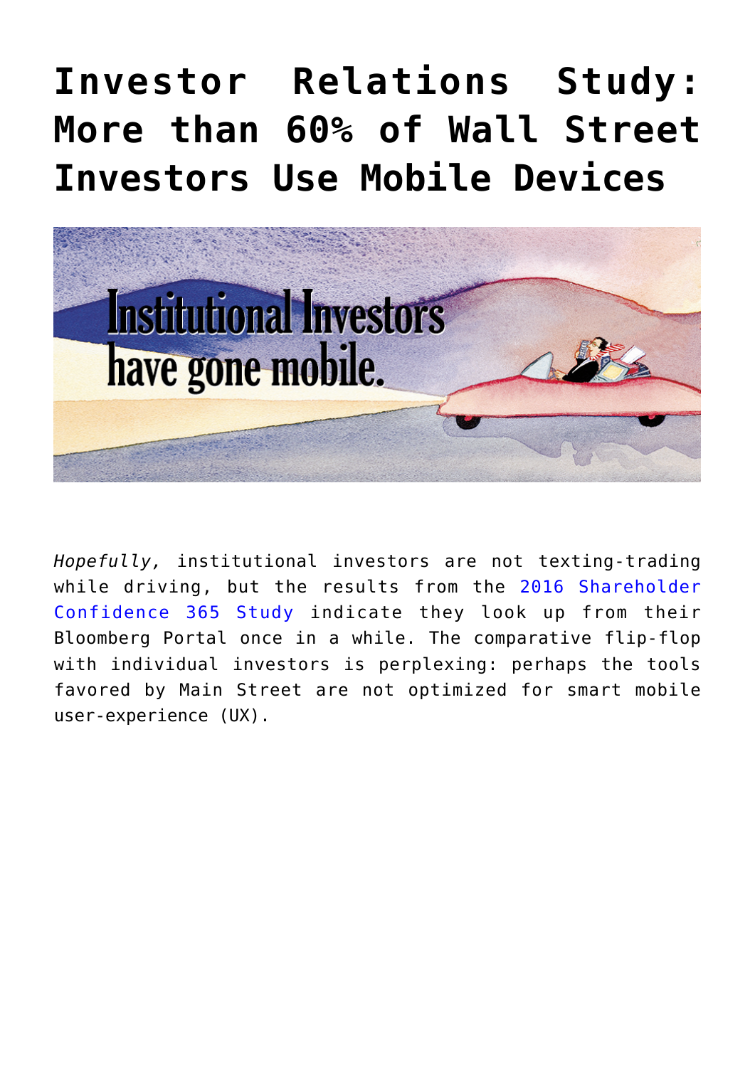# Investor Relations Study: More than 60% of Wall Street Investors Use Mobile Devices

*Hopefully,* institutional investors are not texting-trading while driving, but the results from the 2016 Shareholder Confidence 365 Study indicate they look up from their Bloomberg Portal once in a while. The comparative flip-flop with individual investors is perplexing: perhaps the tools favored by Main Street are not optimized for smart mobile user-experience (UX).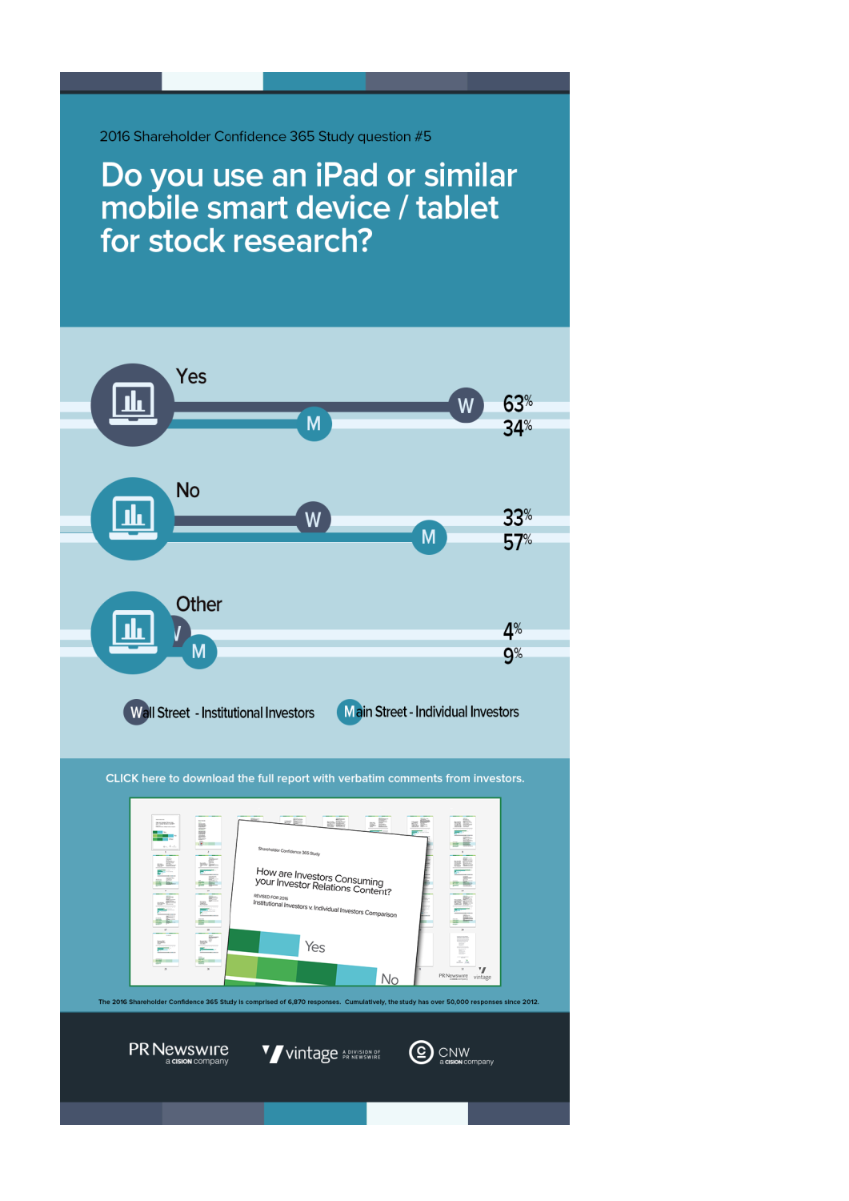2016 Shareholder Confidence 365 Study question #5

# Do you use an iPad or similar mobile smart device / tablet for stock research?

| | W | M |
| --- | --- | --- |
| Yes | 63% | 34% |
| No | 33% | 57% |
| Other | 4% | 9% |

W Wall Street - Institutional Investors  M Main Street - Individual Investors

CLICK here to download the full report with verbatim comments from investors.

Shareholder Confidence 365 Study

How are Investors Consuming your Investor Relations Content?

REVISED FOR 2016

Institutional Investors v. Individual Investors Comparison

The 2016 Shareholder Confidence 365 Study is comprised of 6,870 responses. Cumulatively, the study has over 50,000 responses since 2012.

PR Newswire a CISION company | vintage A DIVISION OF PR NEWSWIRE | CNW a CISION company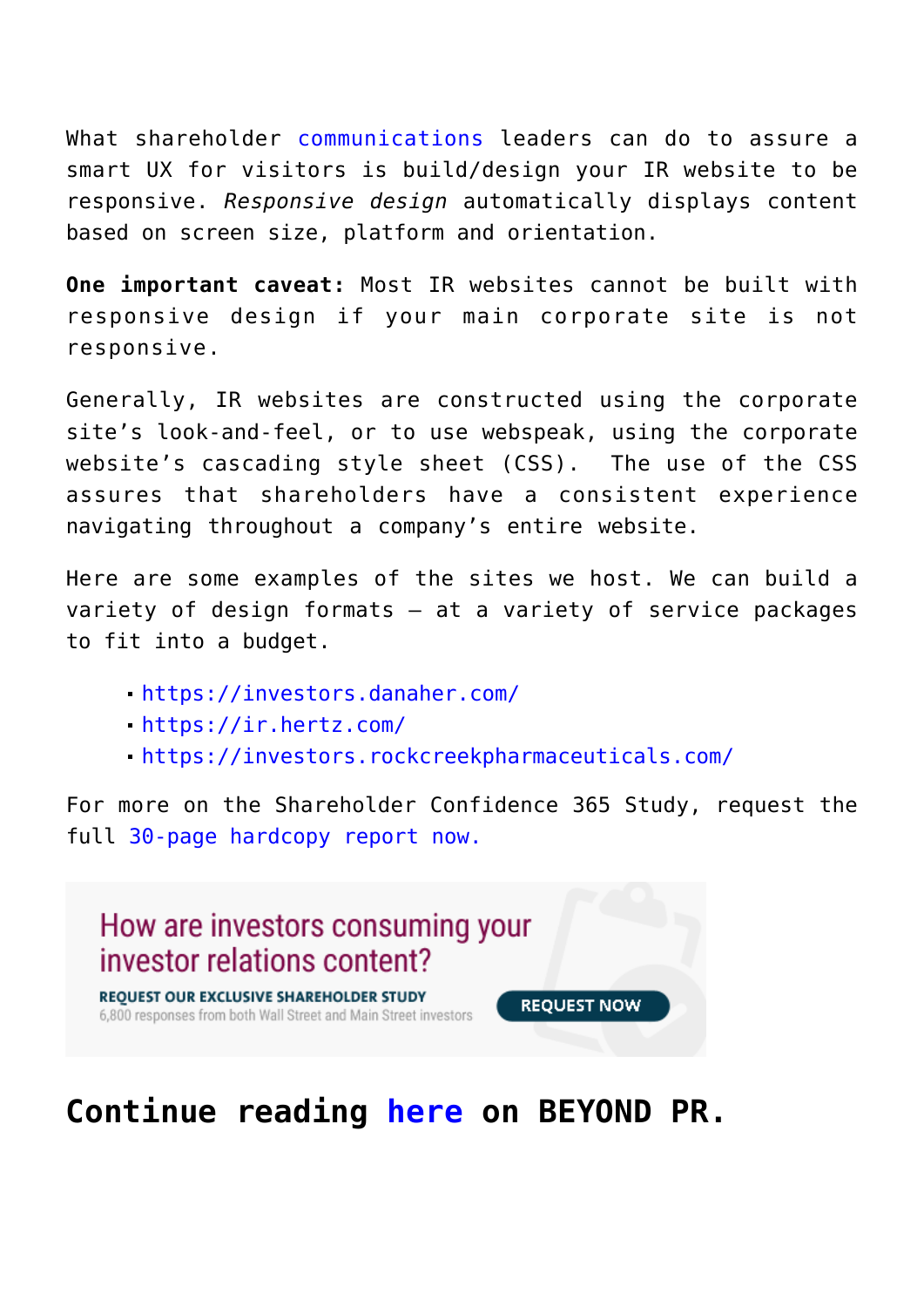What shareholder communications leaders can do to assure a smart UX for visitors is build/design your IR website to be responsive. *Responsive design* automatically displays content based on screen size, platform and orientation.

**One important caveat:** Most IR websites cannot be built with responsive design if your main corporate site is not responsive.

Generally, IR websites are constructed using the corporate site's look-and-feel, or to use webspeak, using the corporate website's cascading style sheet (CSS). The use of the CSS assures that shareholders have a consistent experience navigating throughout a company's entire website.

Here are some examples of the sites we host. We can build a variety of design formats – at a variety of service packages to fit into a budget.

- https://investors.danaher.com/
- https://ir.hertz.com/
- https://investors.rockcreekpharmaceuticals.com/

For more on the Shareholder Confidence 365 Study, request the full 30-page hardcopy report now.

How are investors consuming your investor relations content?

REQUEST OUR EXCLUSIVE SHAREHOLDER STUDY

6,800 responses from both Wall Street and Main Street investors

REQUEST NOW

## Continue reading here on BEYOND PR.